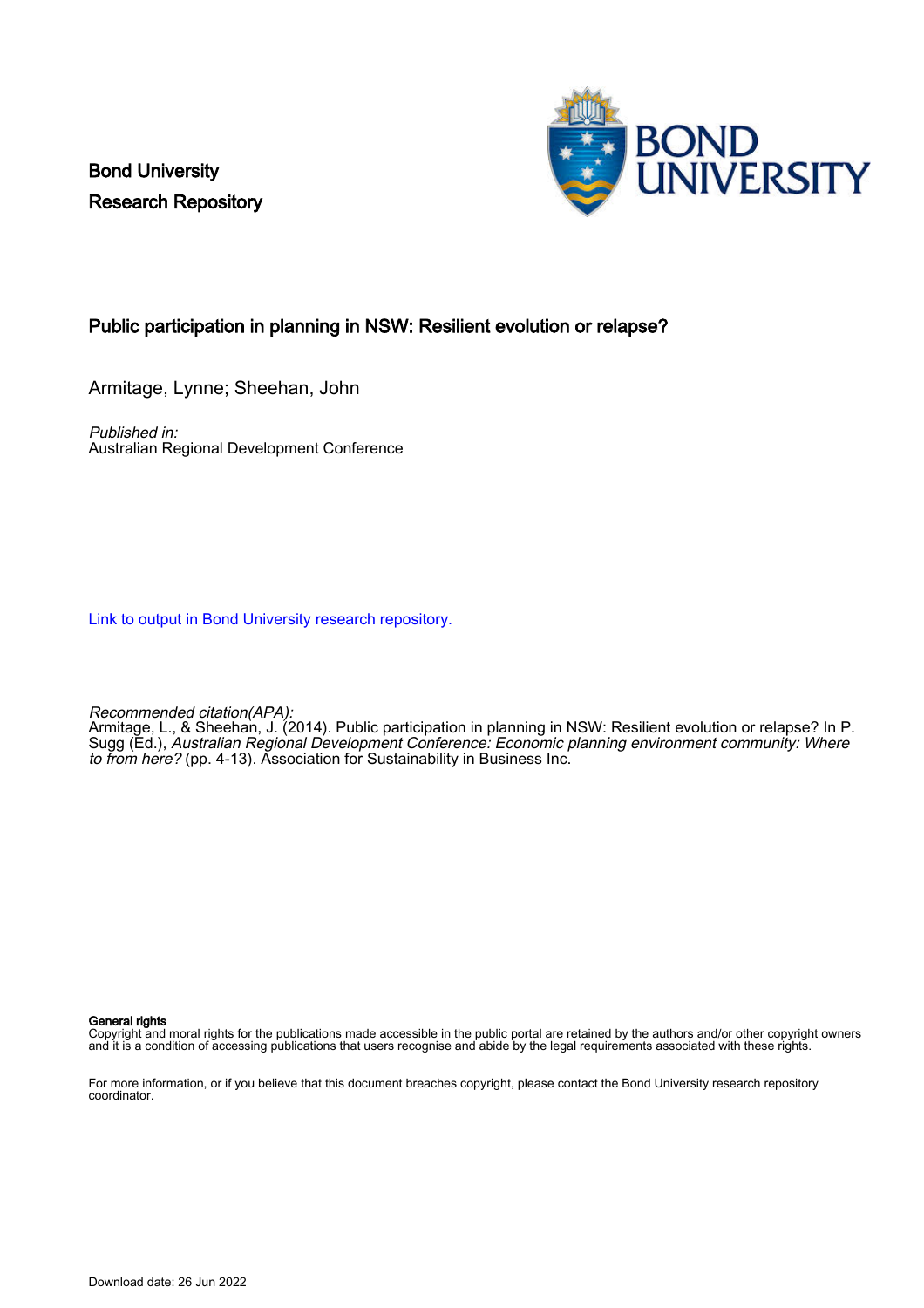Bond University
Research Repository

## Public participation in planning in NSW: Resilient evolution or relapse?

Armitage, Lynne; Sheehan, John

*Published in:*
Australian Regional Development Conference

Link to output in Bond University research repository.

*Recommended citation(APA):*
Armitage, L., & Sheehan, J. (2014). Public participation in planning in NSW: Resilient evolution or relapse? In P. Sugg (Ed.), *Australian Regional Development Conference: Economic planning environment community: Where to from here?* (pp. 4-13). Association for Sustainability in Business Inc.

**General rights**
Copyright and moral rights for the publications made accessible in the public portal are retained by the authors and/or other copyright owners and it is a condition of accessing publications that users recognise and abide by the legal requirements associated with these rights.

For more information, or if you believe that this document breaches copyright, please contact the Bond University research repository coordinator.

Download date: 26 Jun 2022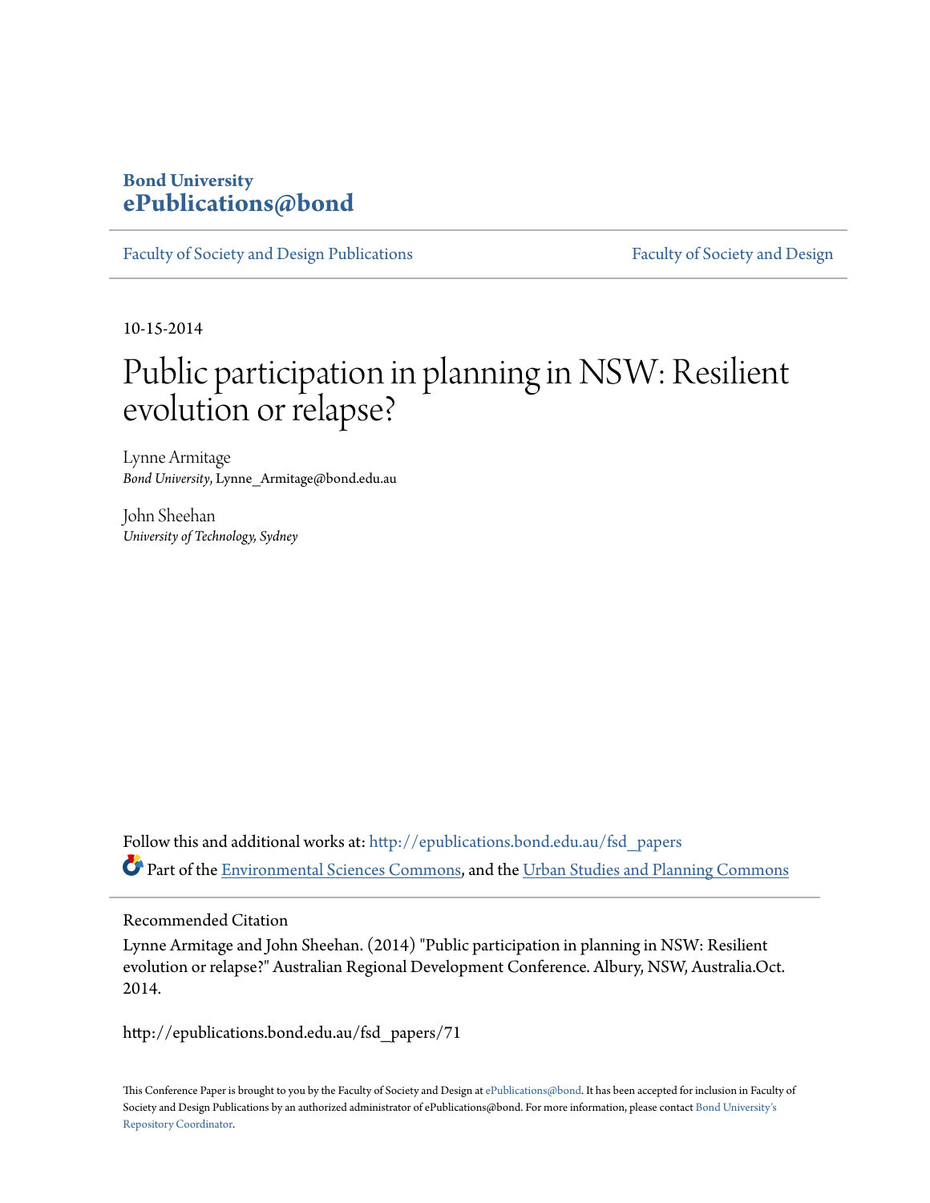**Bond University**
**ePublications@bond**

Faculty of Society and Design Publications | Faculty of Society and Design

10-15-2014

# Public participation in planning in NSW: Resilient evolution or relapse?

Lynne Armitage
*Bond University*, Lynne_Armitage@bond.edu.au

John Sheehan
*University of Technology, Sydney*

Follow this and additional works at: http://epublications.bond.edu.au/fsd_papers

Part of the Environmental Sciences Commons, and the Urban Studies and Planning Commons

Recommended Citation

Lynne Armitage and John Sheehan. (2014) "Public participation in planning in NSW: Resilient evolution or relapse?" Australian Regional Development Conference. Albury, NSW, Australia.Oct. 2014.

http://epublications.bond.edu.au/fsd_papers/71

This Conference Paper is brought to you by the Faculty of Society and Design at ePublications@bond. It has been accepted for inclusion in Faculty of Society and Design Publications by an authorized administrator of ePublications@bond. For more information, please contact Bond University's Repository Coordinator.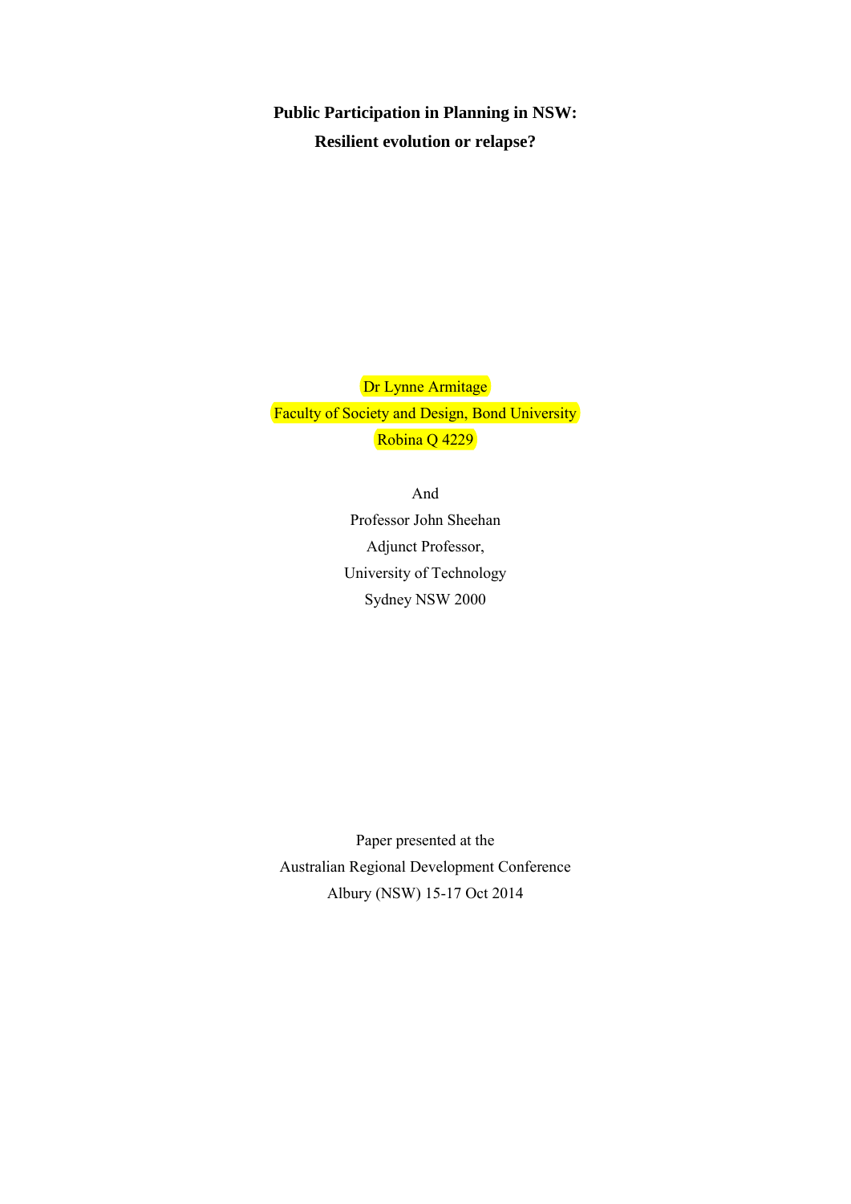**Public Participation in Planning in NSW:**
**Resilient evolution or relapse?**

Dr Lynne Armitage
Faculty of Society and Design, Bond University
Robina Q 4229

And
Professor John Sheehan
Adjunct Professor,
University of Technology
Sydney NSW 2000

Paper presented at the
Australian Regional Development Conference
Albury (NSW) 15-17 Oct 2014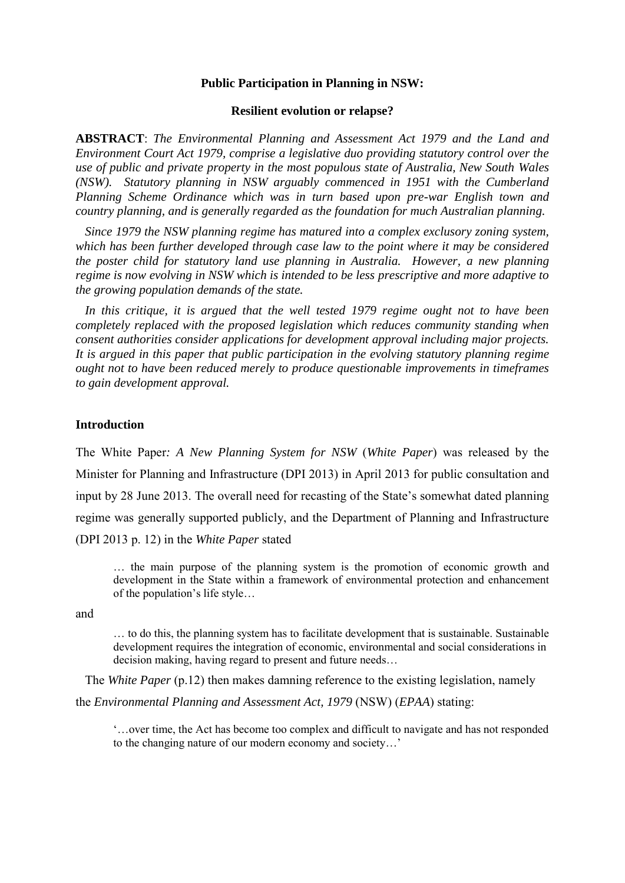**Public Participation in Planning in NSW:**

**Resilient evolution or relapse?**

**ABSTRACT**: *The Environmental Planning and Assessment Act 1979 and the Land and Environment Court Act 1979, comprise a legislative duo providing statutory control over the use of public and private property in the most populous state of Australia, New South Wales (NSW). Statutory planning in NSW arguably commenced in 1951 with the Cumberland Planning Scheme Ordinance which was in turn based upon pre-war English town and country planning, and is generally regarded as the foundation for much Australian planning.*

*Since 1979 the NSW planning regime has matured into a complex exclusory zoning system, which has been further developed through case law to the point where it may be considered the poster child for statutory land use planning in Australia. However, a new planning regime is now evolving in NSW which is intended to be less prescriptive and more adaptive to the growing population demands of the state.*

*In this critique, it is argued that the well tested 1979 regime ought not to have been completely replaced with the proposed legislation which reduces community standing when consent authorities consider applications for development approval including major projects. It is argued in this paper that public participation in the evolving statutory planning regime ought not to have been reduced merely to produce questionable improvements in timeframes to gain development approval.*

## Introduction

The White Paper*: A New Planning System for NSW* (*White Paper*) was released by the Minister for Planning and Infrastructure (DPI 2013) in April 2013 for public consultation and input by 28 June 2013. The overall need for recasting of the State's somewhat dated planning regime was generally supported publicly, and the Department of Planning and Infrastructure (DPI 2013 p. 12) in the *White Paper* stated

> … the main purpose of the planning system is the promotion of economic growth and development in the State within a framework of environmental protection and enhancement of the population's life style…

and

> … to do this, the planning system has to facilitate development that is sustainable. Sustainable development requires the integration of economic, environmental and social considerations in decision making, having regard to present and future needs…

The *White Paper* (p.12) then makes damning reference to the existing legislation, namely the *Environmental Planning and Assessment Act, 1979* (NSW) (*EPAA*) stating:

> '…over time, the Act has become too complex and difficult to navigate and has not responded to the changing nature of our modern economy and society…'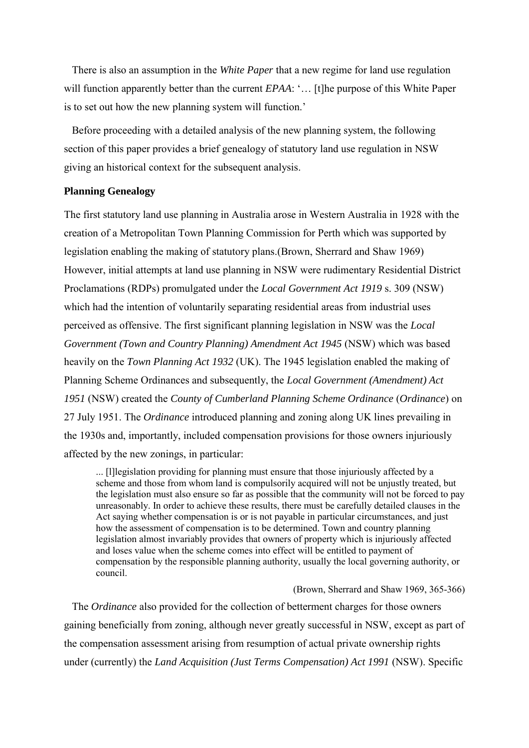There is also an assumption in the *White Paper* that a new regime for land use regulation will function apparently better than the current *EPAA*: '… [t]he purpose of this White Paper is to set out how the new planning system will function.'

Before proceeding with a detailed analysis of the new planning system, the following section of this paper provides a brief genealogy of statutory land use regulation in NSW giving an historical context for the subsequent analysis.

**Planning Genealogy**

The first statutory land use planning in Australia arose in Western Australia in 1928 with the creation of a Metropolitan Town Planning Commission for Perth which was supported by legislation enabling the making of statutory plans.(Brown, Sherrard and Shaw 1969) However, initial attempts at land use planning in NSW were rudimentary Residential District Proclamations (RDPs) promulgated under the *Local Government Act 1919* s. 309 (NSW) which had the intention of voluntarily separating residential areas from industrial uses perceived as offensive. The first significant planning legislation in NSW was the *Local Government (Town and Country Planning) Amendment Act 1945* (NSW) which was based heavily on the *Town Planning Act 1932* (UK). The 1945 legislation enabled the making of Planning Scheme Ordinances and subsequently, the *Local Government (Amendment) Act 1951* (NSW) created the *County of Cumberland Planning Scheme Ordinance* (*Ordinance*) on 27 July 1951. The *Ordinance* introduced planning and zoning along UK lines prevailing in the 1930s and, importantly, included compensation provisions for those owners injuriously affected by the new zonings, in particular:

> ... [l]legislation providing for planning must ensure that those injuriously affected by a scheme and those from whom land is compulsorily acquired will not be unjustly treated, but the legislation must also ensure so far as possible that the community will not be forced to pay unreasonably. In order to achieve these results, there must be carefully detailed clauses in the Act saying whether compensation is or is not payable in particular circumstances, and just how the assessment of compensation is to be determined. Town and country planning legislation almost invariably provides that owners of property which is injuriously affected and loses value when the scheme comes into effect will be entitled to payment of compensation by the responsible planning authority, usually the local governing authority, or council.
>
> (Brown, Sherrard and Shaw 1969, 365-366)

The *Ordinance* also provided for the collection of betterment charges for those owners gaining beneficially from zoning, although never greatly successful in NSW, except as part of the compensation assessment arising from resumption of actual private ownership rights under (currently) the *Land Acquisition (Just Terms Compensation) Act 1991* (NSW). Specific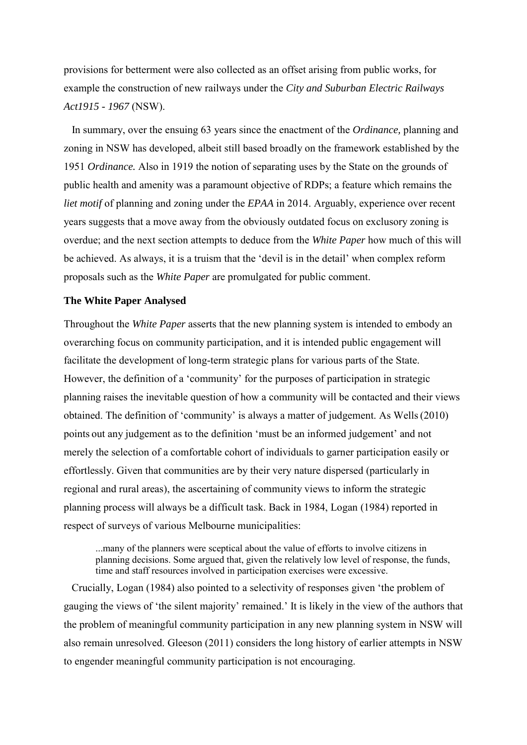provisions for betterment were also collected as an offset arising from public works, for example the construction of new railways under the *City and Suburban Electric Railways Act1915 - 1967* (NSW).

In summary, over the ensuing 63 years since the enactment of the *Ordinance,* planning and zoning in NSW has developed, albeit still based broadly on the framework established by the 1951 *Ordinance.* Also in 1919 the notion of separating uses by the State on the grounds of public health and amenity was a paramount objective of RDPs; a feature which remains the *liet motif* of planning and zoning under the *EPAA* in 2014. Arguably, experience over recent years suggests that a move away from the obviously outdated focus on exclusory zoning is overdue; and the next section attempts to deduce from the *White Paper* how much of this will be achieved. As always, it is a truism that the 'devil is in the detail' when complex reform proposals such as the *White Paper* are promulgated for public comment.

**The White Paper Analysed**

Throughout the *White Paper* asserts that the new planning system is intended to embody an overarching focus on community participation, and it is intended public engagement will facilitate the development of long-term strategic plans for various parts of the State. However, the definition of a 'community' for the purposes of participation in strategic planning raises the inevitable question of how a community will be contacted and their views obtained. The definition of 'community' is always a matter of judgement. As Wells (2010) points out any judgement as to the definition 'must be an informed judgement' and not merely the selection of a comfortable cohort of individuals to garner participation easily or effortlessly. Given that communities are by their very nature dispersed (particularly in regional and rural areas), the ascertaining of community views to inform the strategic planning process will always be a difficult task. Back in 1984, Logan (1984) reported in respect of surveys of various Melbourne municipalities:

> ...many of the planners were sceptical about the value of efforts to involve citizens in planning decisions. Some argued that, given the relatively low level of response, the funds, time and staff resources involved in participation exercises were excessive.

Crucially, Logan (1984) also pointed to a selectivity of responses given 'the problem of gauging the views of 'the silent majority' remained.' It is likely in the view of the authors that the problem of meaningful community participation in any new planning system in NSW will also remain unresolved. Gleeson (2011) considers the long history of earlier attempts in NSW to engender meaningful community participation is not encouraging.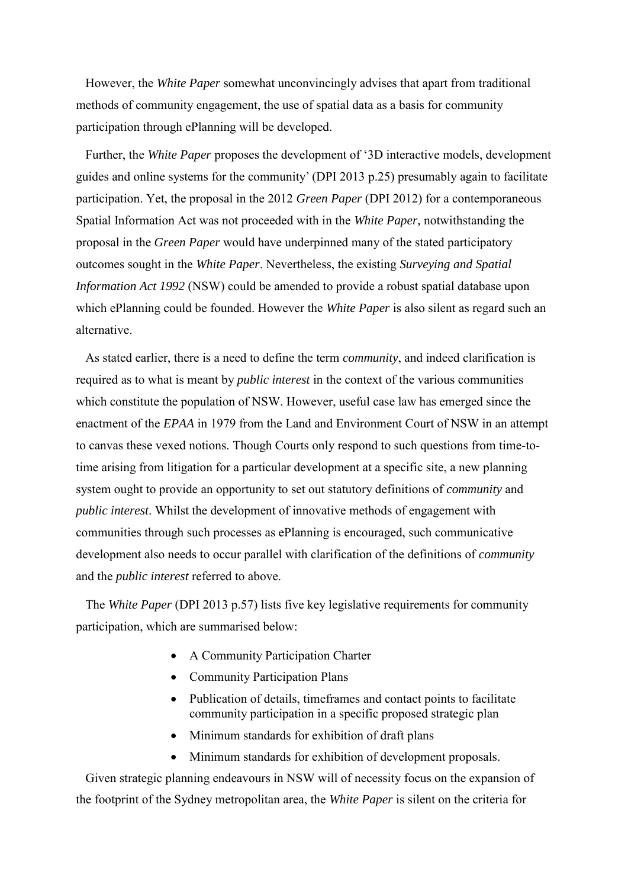However, the *White Paper* somewhat unconvincingly advises that apart from traditional methods of community engagement, the use of spatial data as a basis for community participation through ePlanning will be developed.

Further, the *White Paper* proposes the development of '3D interactive models, development guides and online systems for the community' (DPI 2013 p.25) presumably again to facilitate participation. Yet, the proposal in the 2012 *Green Paper* (DPI 2012) for a contemporaneous Spatial Information Act was not proceeded with in the *White Paper,* notwithstanding the proposal in the *Green Paper* would have underpinned many of the stated participatory outcomes sought in the *White Paper*. Nevertheless, the existing *Surveying and Spatial Information Act 1992* (NSW) could be amended to provide a robust spatial database upon which ePlanning could be founded. However the *White Paper* is also silent as regard such an alternative.

As stated earlier, there is a need to define the term *community*, and indeed clarification is required as to what is meant by *public interest* in the context of the various communities which constitute the population of NSW. However, useful case law has emerged since the enactment of the *EPAA* in 1979 from the Land and Environment Court of NSW in an attempt to canvas these vexed notions. Though Courts only respond to such questions from time-to-time arising from litigation for a particular development at a specific site, a new planning system ought to provide an opportunity to set out statutory definitions of *community* and *public interest*. Whilst the development of innovative methods of engagement with communities through such processes as ePlanning is encouraged, such communicative development also needs to occur parallel with clarification of the definitions of *community* and the *public interest* referred to above.

The *White Paper* (DPI 2013 p.57) lists five key legislative requirements for community participation, which are summarised below:

- A Community Participation Charter
- Community Participation Plans
- Publication of details, timeframes and contact points to facilitate community participation in a specific proposed strategic plan
- Minimum standards for exhibition of draft plans
- Minimum standards for exhibition of development proposals.

Given strategic planning endeavours in NSW will of necessity focus on the expansion of the footprint of the Sydney metropolitan area, the *White Paper* is silent on the criteria for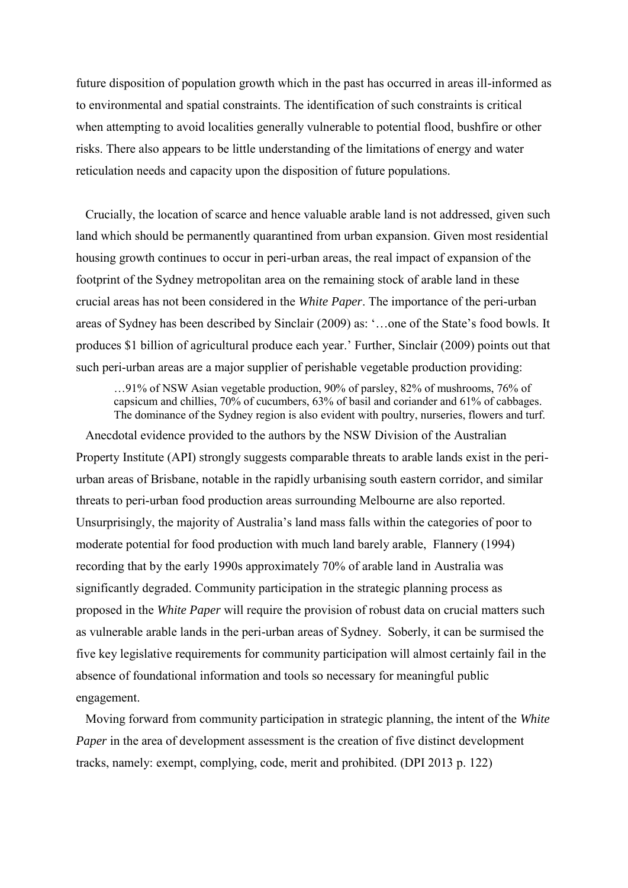future disposition of population growth which in the past has occurred in areas ill-informed as to environmental and spatial constraints. The identification of such constraints is critical when attempting to avoid localities generally vulnerable to potential flood, bushfire or other risks. There also appears to be little understanding of the limitations of energy and water reticulation needs and capacity upon the disposition of future populations.

Crucially, the location of scarce and hence valuable arable land is not addressed, given such land which should be permanently quarantined from urban expansion. Given most residential housing growth continues to occur in peri-urban areas, the real impact of expansion of the footprint of the Sydney metropolitan area on the remaining stock of arable land in these crucial areas has not been considered in the *White Paper*. The importance of the peri-urban areas of Sydney has been described by Sinclair (2009) as: '…one of the State's food bowls. It produces $1 billion of agricultural produce each year.' Further, Sinclair (2009) points out that such peri-urban areas are a major supplier of perishable vegetable production providing:

> …91% of NSW Asian vegetable production, 90% of parsley, 82% of mushrooms, 76% of capsicum and chillies, 70% of cucumbers, 63% of basil and coriander and 61% of cabbages. The dominance of the Sydney region is also evident with poultry, nurseries, flowers and turf.

Anecdotal evidence provided to the authors by the NSW Division of the Australian Property Institute (API) strongly suggests comparable threats to arable lands exist in the peri-urban areas of Brisbane, notable in the rapidly urbanising south eastern corridor, and similar threats to peri-urban food production areas surrounding Melbourne are also reported. Unsurprisingly, the majority of Australia's land mass falls within the categories of poor to moderate potential for food production with much land barely arable, Flannery (1994) recording that by the early 1990s approximately 70% of arable land in Australia was significantly degraded. Community participation in the strategic planning process as proposed in the *White Paper* will require the provision of robust data on crucial matters such as vulnerable arable lands in the peri-urban areas of Sydney. Soberly, it can be surmised the five key legislative requirements for community participation will almost certainly fail in the absence of foundational information and tools so necessary for meaningful public engagement.

Moving forward from community participation in strategic planning, the intent of the *White Paper* in the area of development assessment is the creation of five distinct development tracks, namely: exempt, complying, code, merit and prohibited. (DPI 2013 p. 122)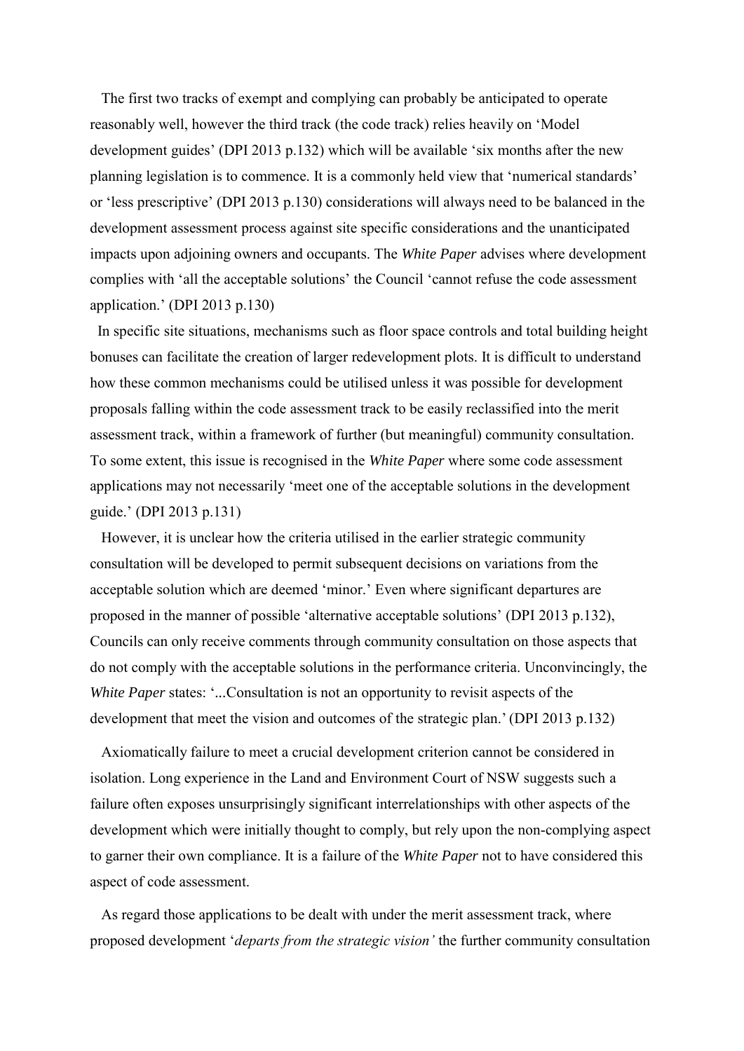The first two tracks of exempt and complying can probably be anticipated to operate reasonably well, however the third track (the code track) relies heavily on 'Model development guides' (DPI 2013 p.132) which will be available 'six months after the new planning legislation is to commence. It is a commonly held view that 'numerical standards' or 'less prescriptive' (DPI 2013 p.130) considerations will always need to be balanced in the development assessment process against site specific considerations and the unanticipated impacts upon adjoining owners and occupants. The *White Paper* advises where development complies with 'all the acceptable solutions' the Council 'cannot refuse the code assessment application.' (DPI 2013 p.130)

In specific site situations, mechanisms such as floor space controls and total building height bonuses can facilitate the creation of larger redevelopment plots. It is difficult to understand how these common mechanisms could be utilised unless it was possible for development proposals falling within the code assessment track to be easily reclassified into the merit assessment track, within a framework of further (but meaningful) community consultation. To some extent, this issue is recognised in the *White Paper* where some code assessment applications may not necessarily 'meet one of the acceptable solutions in the development guide.' (DPI 2013 p.131)

However, it is unclear how the criteria utilised in the earlier strategic community consultation will be developed to permit subsequent decisions on variations from the acceptable solution which are deemed 'minor.' Even where significant departures are proposed in the manner of possible 'alternative acceptable solutions' (DPI 2013 p.132), Councils can only receive comments through community consultation on those aspects that do not comply with the acceptable solutions in the performance criteria. Unconvincingly, the *White Paper* states: '...Consultation is not an opportunity to revisit aspects of the development that meet the vision and outcomes of the strategic plan.' (DPI 2013 p.132)

Axiomatically failure to meet a crucial development criterion cannot be considered in isolation. Long experience in the Land and Environment Court of NSW suggests such a failure often exposes unsurprisingly significant interrelationships with other aspects of the development which were initially thought to comply, but rely upon the non-complying aspect to garner their own compliance. It is a failure of the *White Paper* not to have considered this aspect of code assessment.

As regard those applications to be dealt with under the merit assessment track, where proposed development '*departs from the strategic vision'* the further community consultation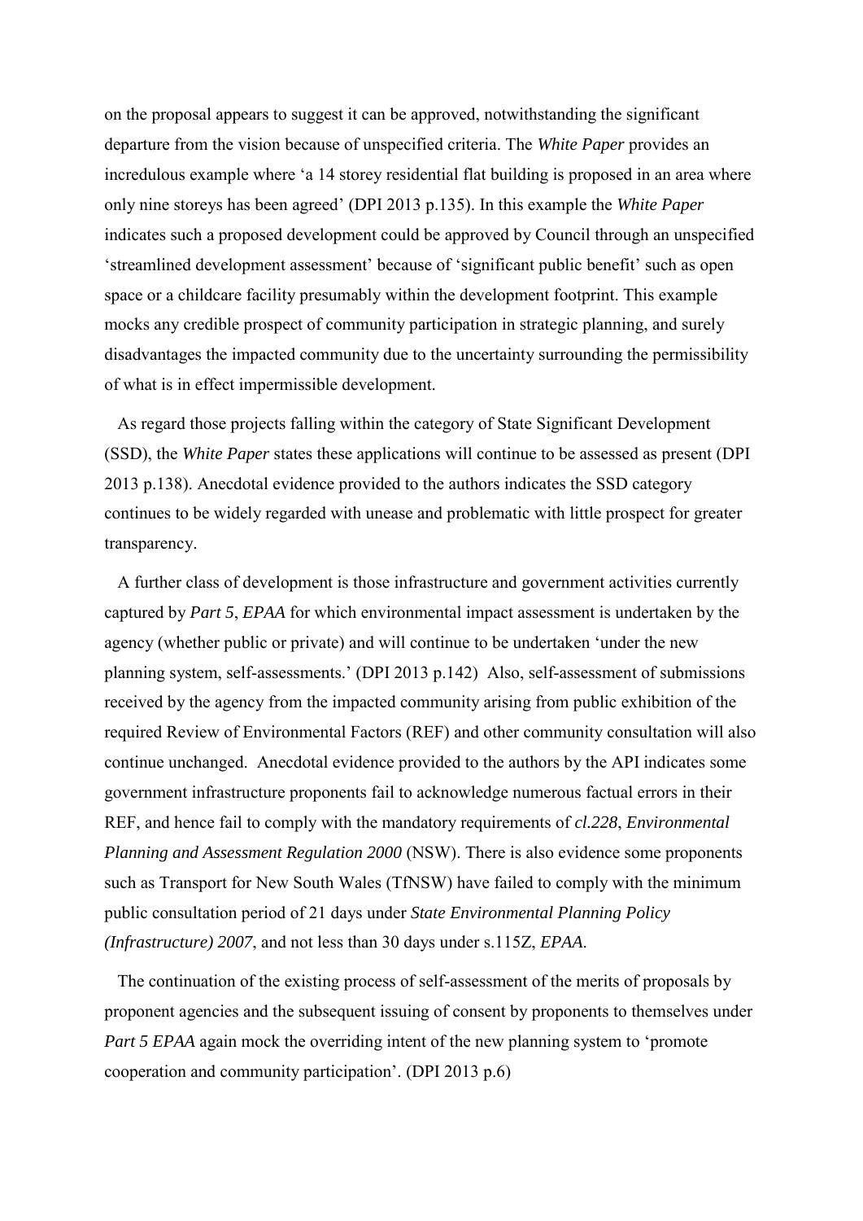on the proposal appears to suggest it can be approved, notwithstanding the significant departure from the vision because of unspecified criteria. The *White Paper* provides an incredulous example where 'a 14 storey residential flat building is proposed in an area where only nine storeys has been agreed' (DPI 2013 p.135). In this example the *White Paper* indicates such a proposed development could be approved by Council through an unspecified 'streamlined development assessment' because of 'significant public benefit' such as open space or a childcare facility presumably within the development footprint. This example mocks any credible prospect of community participation in strategic planning, and surely disadvantages the impacted community due to the uncertainty surrounding the permissibility of what is in effect impermissible development.

As regard those projects falling within the category of State Significant Development (SSD), the *White Paper* states these applications will continue to be assessed as present (DPI 2013 p.138). Anecdotal evidence provided to the authors indicates the SSD category continues to be widely regarded with unease and problematic with little prospect for greater transparency.

A further class of development is those infrastructure and government activities currently captured by *Part 5*, *EPAA* for which environmental impact assessment is undertaken by the agency (whether public or private) and will continue to be undertaken 'under the new planning system, self-assessments.' (DPI 2013 p.142) Also, self-assessment of submissions received by the agency from the impacted community arising from public exhibition of the required Review of Environmental Factors (REF) and other community consultation will also continue unchanged. Anecdotal evidence provided to the authors by the API indicates some government infrastructure proponents fail to acknowledge numerous factual errors in their REF, and hence fail to comply with the mandatory requirements of *cl.228*, *Environmental Planning and Assessment Regulation 2000* (NSW). There is also evidence some proponents such as Transport for New South Wales (TfNSW) have failed to comply with the minimum public consultation period of 21 days under *State Environmental Planning Policy (Infrastructure) 2007*, and not less than 30 days under s.115Z, *EPAA*.

The continuation of the existing process of self-assessment of the merits of proposals by proponent agencies and the subsequent issuing of consent by proponents to themselves under *Part 5 EPAA* again mock the overriding intent of the new planning system to 'promote cooperation and community participation'. (DPI 2013 p.6)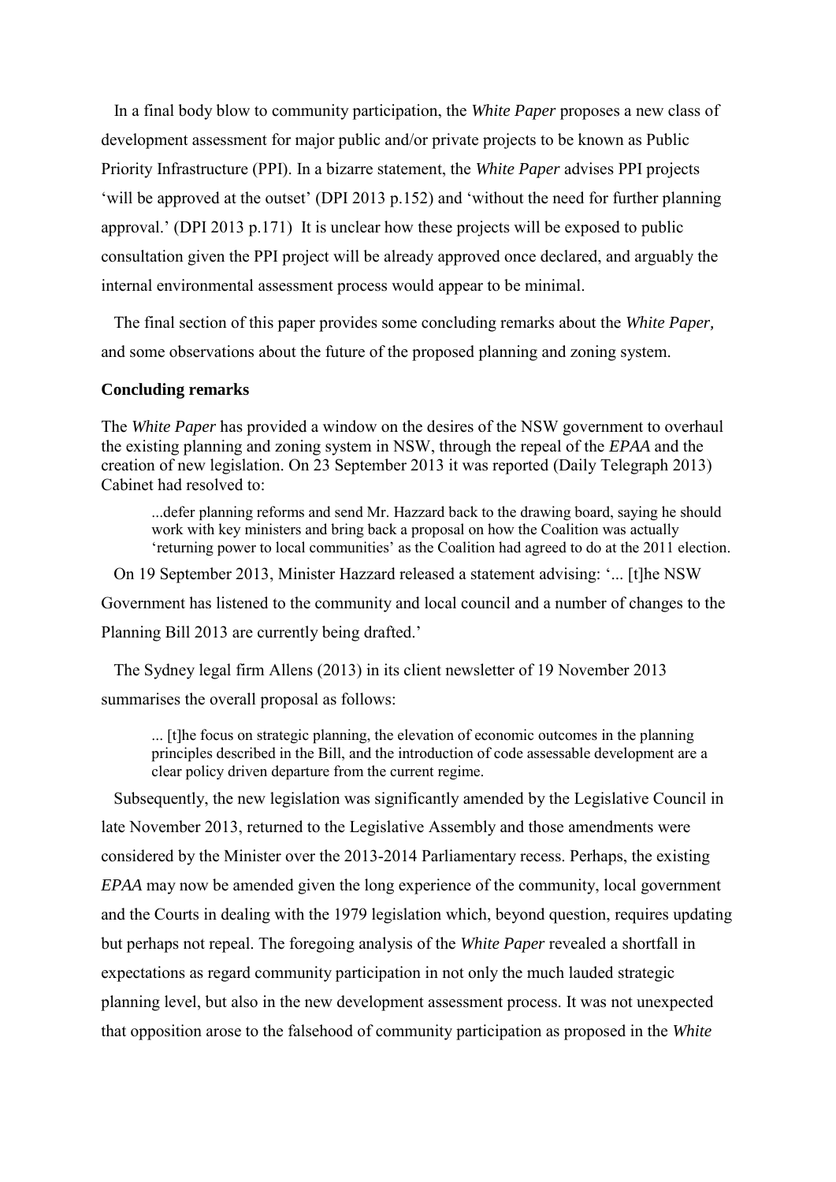In a final body blow to community participation, the *White Paper* proposes a new class of development assessment for major public and/or private projects to be known as Public Priority Infrastructure (PPI). In a bizarre statement, the *White Paper* advises PPI projects 'will be approved at the outset' (DPI 2013 p.152) and 'without the need for further planning approval.' (DPI 2013 p.171) It is unclear how these projects will be exposed to public consultation given the PPI project will be already approved once declared, and arguably the internal environmental assessment process would appear to be minimal.

The final section of this paper provides some concluding remarks about the *White Paper,* and some observations about the future of the proposed planning and zoning system.

**Concluding remarks**

The *White Paper* has provided a window on the desires of the NSW government to overhaul the existing planning and zoning system in NSW, through the repeal of the *EPAA* and the creation of new legislation. On 23 September 2013 it was reported (Daily Telegraph 2013) Cabinet had resolved to:

> ...defer planning reforms and send Mr. Hazzard back to the drawing board, saying he should work with key ministers and bring back a proposal on how the Coalition was actually 'returning power to local communities' as the Coalition had agreed to do at the 2011 election.

On 19 September 2013, Minister Hazzard released a statement advising: '... [t]he NSW Government has listened to the community and local council and a number of changes to the Planning Bill 2013 are currently being drafted.'

The Sydney legal firm Allens (2013) in its client newsletter of 19 November 2013 summarises the overall proposal as follows:

> ... [t]he focus on strategic planning, the elevation of economic outcomes in the planning principles described in the Bill, and the introduction of code assessable development are a clear policy driven departure from the current regime.

Subsequently, the new legislation was significantly amended by the Legislative Council in late November 2013, returned to the Legislative Assembly and those amendments were considered by the Minister over the 2013-2014 Parliamentary recess. Perhaps, the existing *EPAA* may now be amended given the long experience of the community, local government and the Courts in dealing with the 1979 legislation which, beyond question, requires updating but perhaps not repeal. The foregoing analysis of the *White Paper* revealed a shortfall in expectations as regard community participation in not only the much lauded strategic planning level, but also in the new development assessment process. It was not unexpected that opposition arose to the falsehood of community participation as proposed in the *White*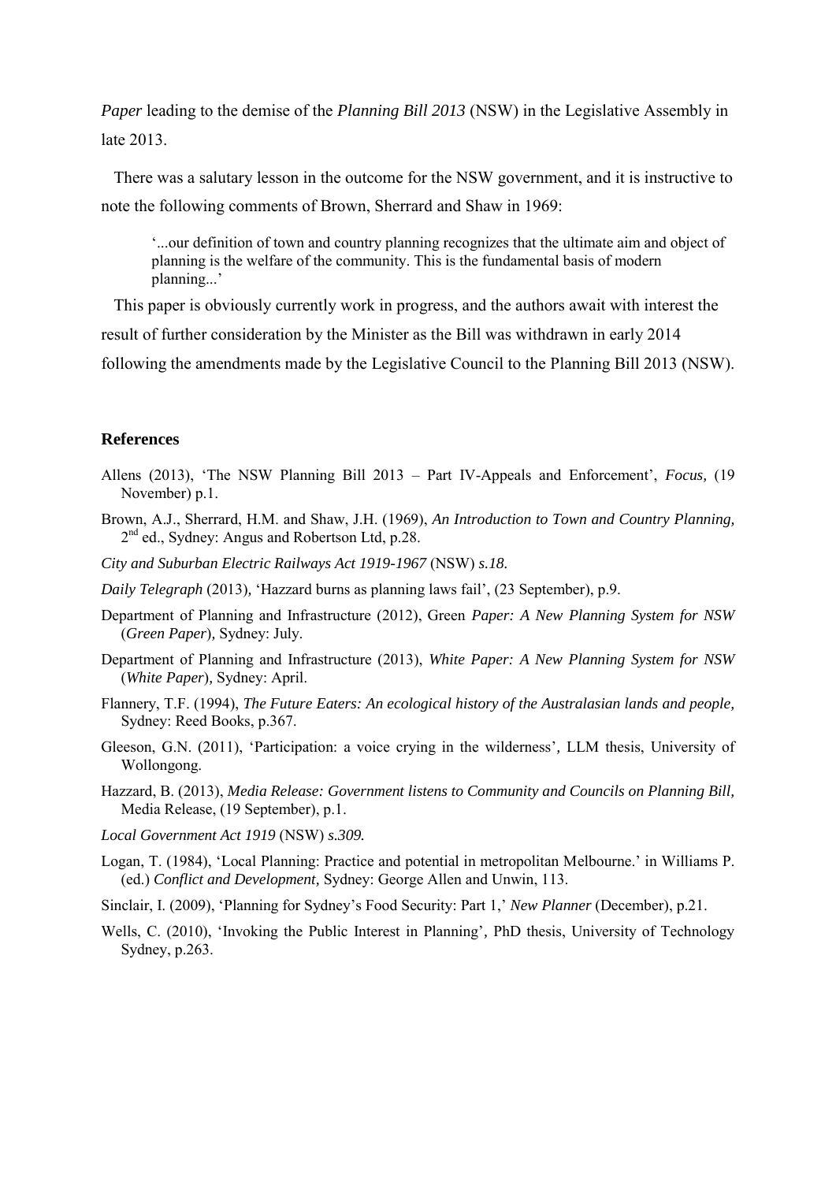*Paper* leading to the demise of the *Planning Bill 2013* (NSW) in the Legislative Assembly in late 2013.

There was a salutary lesson in the outcome for the NSW government, and it is instructive to note the following comments of Brown, Sherrard and Shaw in 1969:

> '...our definition of town and country planning recognizes that the ultimate aim and object of planning is the welfare of the community. This is the fundamental basis of modern planning...'

This paper is obviously currently work in progress, and the authors await with interest the result of further consideration by the Minister as the Bill was withdrawn in early 2014 following the amendments made by the Legislative Council to the Planning Bill 2013 (NSW).

## References

Allens (2013), 'The NSW Planning Bill 2013 – Part IV-Appeals and Enforcement', *Focus,* (19 November) p.1.

Brown, A.J., Sherrard, H.M. and Shaw, J.H. (1969), *An Introduction to Town and Country Planning,* 2nd ed., Sydney: Angus and Robertson Ltd, p.28.

*City and Suburban Electric Railways Act 1919-1967* (NSW) *s.18.*

*Daily Telegraph* (2013), 'Hazzard burns as planning laws fail', (23 September), p.9.

Department of Planning and Infrastructure (2012), Green *Paper: A New Planning System for NSW* (*Green Paper*)*,* Sydney: July.

Department of Planning and Infrastructure (2013), *White Paper: A New Planning System for NSW* (*White Paper*)*,* Sydney: April.

Flannery, T.F. (1994), *The Future Eaters: An ecological history of the Australasian lands and people,* Sydney: Reed Books, p.367.

Gleeson, G.N. (2011), 'Participation: a voice crying in the wilderness', LLM thesis, University of Wollongong.

Hazzard, B. (2013), *Media Release: Government listens to Community and Councils on Planning Bill,* Media Release, (19 September), p.1.

*Local Government Act 1919* (NSW) *s.309.*

Logan, T. (1984), 'Local Planning: Practice and potential in metropolitan Melbourne.' in Williams P. (ed.) *Conflict and Development,* Sydney: George Allen and Unwin, 113.

Sinclair, I. (2009), 'Planning for Sydney's Food Security: Part 1,' *New Planner* (December), p.21.

Wells, C. (2010), 'Invoking the Public Interest in Planning', PhD thesis, University of Technology Sydney, p.263.